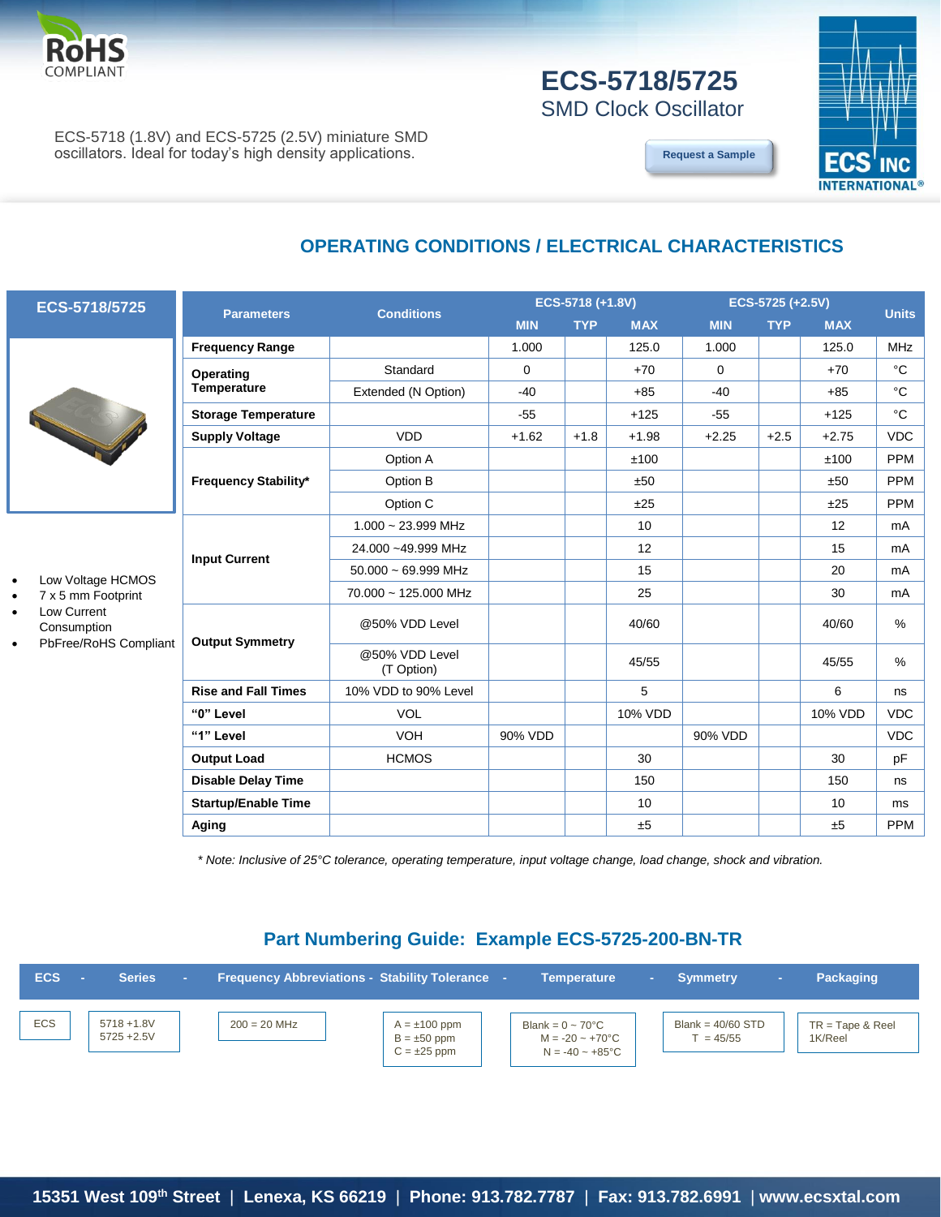RoHS COMPLIANT

# ECS-5718/5725

## SMD Clock Oscillator

ECS-5718 (1.8V) and ECS-5725 (2.5V) miniature SMD oscillators. Ideal for today's high density applications.

Request a Sample

## OPERATING CONDITIONS / ELECTRICAL CHARACTERISTICS

**ECS-5718/5725**

- Low Voltage HCMOS
- 7 x 5 mm Footprint
- Low Current Consumption
- PbFree/RoHS Compliant

| Parameters | Conditions | ECS-5718 (+1.8V) | | | ECS-5725 (+2.5V) | | | Units |
|---|---|---|---|---|---|---|---|---|
| | | MIN | TYP | MAX | MIN | TYP | MAX | |
| **Frequency Range** | | 1.000 | | 125.0 | 1.000 | | 125.0 | MHz |
| **Operating Temperature** | Standard | 0 | | +70 | 0 | | +70 | °C |
| | Extended (N Option) | -40 | | +85 | -40 | | +85 | °C |
| **Storage Temperature** | | -55 | | +125 | -55 | | +125 | °C |
| **Supply Voltage** | VDD | +1.62 | +1.8 | +1.98 | +2.25 | +2.5 | +2.75 | VDC |
| **Frequency Stability*** | Option A | | | ±100 | | | ±100 | PPM |
| | Option B | | | ±50 | | | ±50 | PPM |
| | Option C | | | ±25 | | | ±25 | PPM |
| **Input Current** | 1.000 ~ 23.999 MHz | | | 10 | | | 12 | mA |
| | 24.000 ~49.999 MHz | | | 12 | | | 15 | mA |
| | 50.000 ~ 69.999 MHz | | | 15 | | | 20 | mA |
| | 70.000 ~ 125.000 MHz | | | 25 | | | 30 | mA |
| **Output Symmetry** | @50% VDD Level | | | 40/60 | | | 40/60 | % |
| | @50% VDD Level (T Option) | | | 45/55 | | | 45/55 | % |
| **Rise and Fall Times** | 10% VDD to 90% Level | | | 5 | | | 6 | ns |
| **"0" Level** | VOL | | | 10% VDD | | | 10% VDD | VDC |
| **"1" Level** | VOH | 90% VDD | | | 90% VDD | | | VDC |
| **Output Load** | HCMOS | | | 30 | | | 30 | pF |
| **Disable Delay Time** | | | | 150 | | | 150 | ns |
| **Startup/Enable Time** | | | | 10 | | | 10 | ms |
| **Aging** | | | | ±5 | | | ±5 | PPM |

*\* Note: Inclusive of 25°C tolerance, operating temperature, input voltage change, load change, shock and vibration.*

## Part Numbering Guide: Example ECS-5725-200-BN-TR

| ECS | Series | Frequency Abbreviations | Stability Tolerance | Temperature | Symmetry | Packaging |
|---|---|---|---|---|---|---|
| ECS | 5718 +1.8V<br>5725 +2.5V | 200 = 20 MHz | A = ±100 ppm<br>B = ±50 ppm<br>C = ±25 ppm | Blank = 0 ~ 70°C<br>M = -20 ~ +70°C<br>N = -40 ~ +85°C | Blank = 40/60 STD<br>T = 45/55 | TR = Tape & Reel<br>1K/Reel |

15351 West 109th Street | Lenexa, KS 66219 | Phone: 913.782.7787 | Fax: 913.782.6991 | www.ecsxtal.com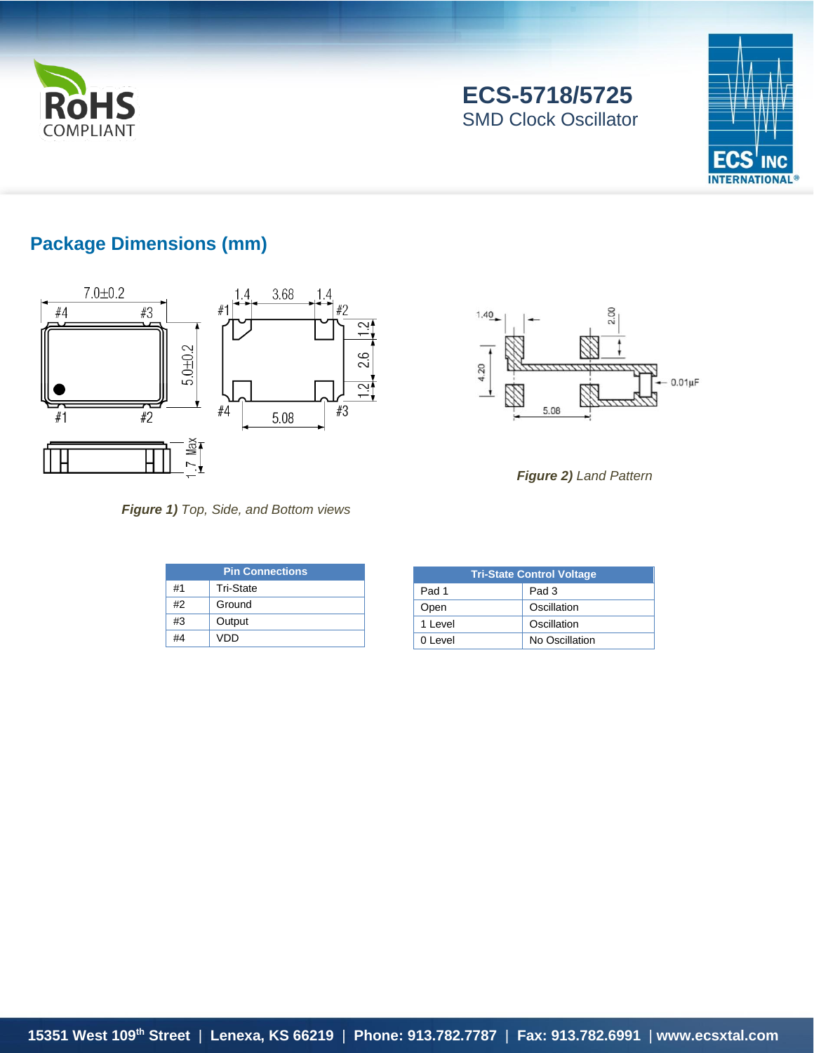## Package Dimensions (mm)

7.0±0.2
#4 #3
5.0±0.2
#1 #2
1.7 Max

1.4 3.68 1.4
#1 #2
1.2
2.6
1.2
#4 #3
5.08

*Figure 1)* Top, Side, and Bottom views

1.40
2.00
4.20
5.08
0.01μF

*Figure 2)* Land Pattern

| Pin Connections | |
|---|---|
| #1 | Tri-State |
| #2 | Ground |
| #3 | Output |
| #4 | VDD |

| Tri-State Control Voltage | |
|---|---|
| Pad 1 | Pad 3 |
| Open | Oscillation |
| 1 Level | Oscillation |
| 0 Level | No Oscillation |